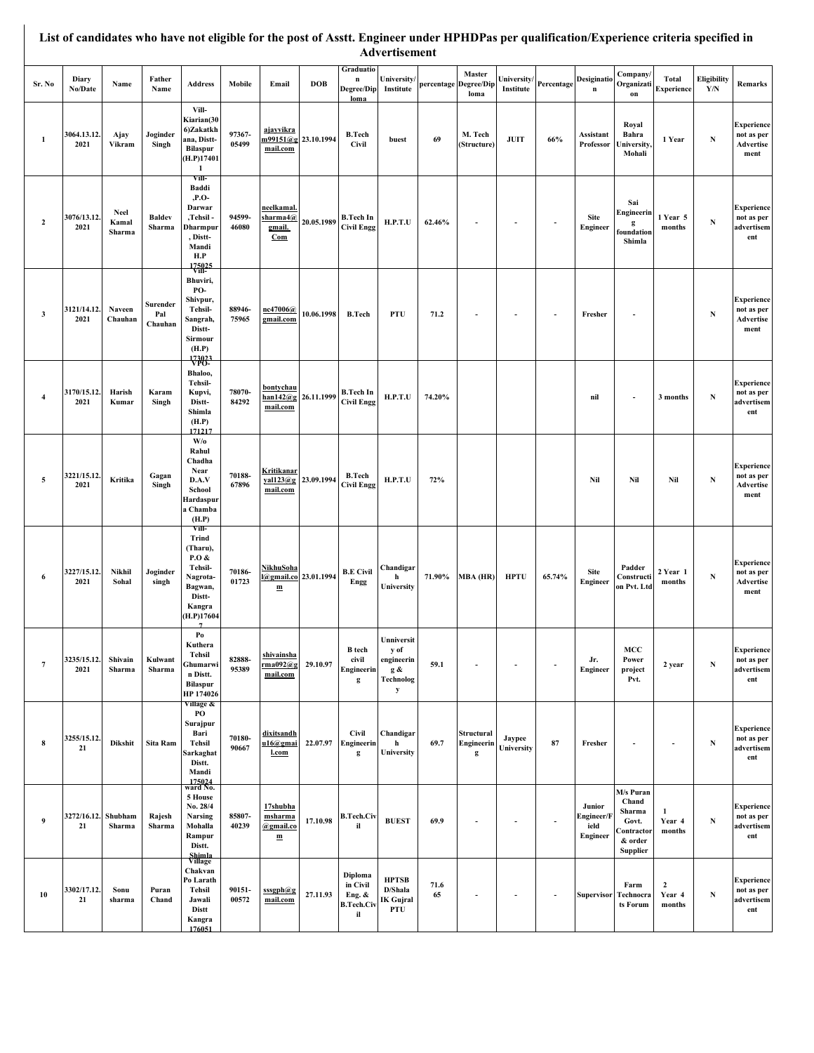# List of candidates who have not eligible for the post of Asstt. Engineer under HPHDPas per qualification/Experience criteria specified in Advertisement

| Sr. No | Diary No/Date | Name | Father Name | Address | Mobile | Email | DOB | Graduation Degree/Diploma | University/ Institute | percentage | Master Degree/Diploma | University/ Institute | Percentage | Desigination | Company/ Organization | Total Experience | Eligibility Y/N | Remarks |
|---|---|---|---|---|---|---|---|---|---|---|---|---|---|---|---|---|---|---|
| 1 | 3064.13.12.2021 | Ajay Vikram | Joginder Singh | Vill-Kiarian(306)Zakatkhana, Distt-Bilaspur (H.P)174011 | 97367-05499 | ajayvikram99151@gmail.com | 23.10.1994 | B.Tech Civil | buest | 69 | M. Tech (Structure) | JUIT | 66% | Assistant Professor | Royal Bahra University, Mohali | 1 Year | N | Experience not as per Advertisement |
| 2 | 3076/13.12.2021 | Neel Kamal Sharma | Baldev Sharma | Vill-Baddi ,P.O-Darwar ,Tehsil - Dharmpur , Distt-Mandi H.P 175025 | 94599-46080 | neelkamal.sharma4@gmail. Com | 20.05.1989 | B.Tech In Civil Engg | H.P.T.U | 62.46% | - | - | - | Site Engineer | Sai Engineering foundation Shimla | 1 Year 5 months | N | Experience not as per advertisement |
| 3 | 3121/14.12.2021 | Naveen Chauhan | Surender Pal Chauhan | Vill-Bhuviri, PO-Shivpur, Tehsil-Sangrah, Distt-Sirmour (H.P) 173023 | 88946-75965 | nc47006@gmail.com | 10.06.1998 | B.Tech | PTU | 71.2 | - | - | - | Fresher | - | | N | Experience not as per Advertisement |
| 4 | 3170/15.12.2021 | Harish Kumar | Karam Singh | VPO-Bhaloo, Tehsil-Kupvi, Distt-Shimla (H.P) 171217 | 78070-84292 | bontychauhan142@gmail.com | 26.11.1999 | B.Tech In Civil Engg | H.P.T.U | 74.20% | | | | nil | - | 3 months | N | Experience not as per advertisement |
| 5 | 3221/15.12.2021 | Kritika | Gagan Singh | W/o Rahul Chadha Near D.A.V School Hardaspura Chamba (H.P) | 70188-67896 | Kritikanaryal123@gmail.com | 23.09.1994 | B.Tech Civil Engg | H.P.T.U | 72% | | | | Nil | Nil | Nil | N | Experience not as per Advertisement |
| 6 | 3227/15.12.2021 | Nikhil Sohal | Joginder singh | Vill-Trind (Tharu), P.O & Tehsil-Nagrota-Bagwan, Distt-Kangra (H.P)176047 | 70186-01723 | NikhuSohal@gmail.com | 23.01.1994 | B.E Civil Engg | Chandigarh University | 71.90% | MBA (HR) | HPTU | 65.74% | Site Engineer | Padder Construction Pvt. Ltd | 2 Year 1 months | N | Experience not as per Advertisement |
| 7 | 3235/15.12.2021 | Shivain Sharma | Kulwant Sharma | Po Kuthera Tehsil Ghumarwin Distt. Bilaspur HP 174026 | 82888-95389 | shivainsharma092@gmail.com | 29.10.97 | B tech civil Engineering | Unniversity of engineering & Technology | 59.1 | - | - | - | Jr. Engineer | MCC Power project Pvt. | 2 year | N | Experience not as per advertisement |
| 8 | 3255/15.12.21 | Dikshit | Sita Ram | Village & PO Surajpur Bari Tehsil Sarkaghat Distt. Mandi 175024 | 70180-90667 | dixitsandhu16@gmail.com | 22.07.97 | Civil Engineering | Chandigarh University | 69.7 | Structural Engineering | Jaypee University | 87 | Fresher | - | - | N | Experience not as per advertisement |
| 9 | 3272/16.12.21 | Shubham Sharma | Rajesh Sharma | ward No. 5 House No. 28/4 Narsing Mohalla Rampur Distt. Shimla | 85807-40239 | 17shubhamsharma@gmail.com | 17.10.98 | B.Tech.Civil | BUEST | 69.9 | - | - | - | Junior Engineer/Field Engineer | M/s Puran Chand Sharma Govt. Contractor & order Supplier | 1 Year 4 months | N | Experience not as per advertisement |
| 10 | 3302/17.12.21 | Sonu sharma | Puran Chand | Village Chakvan Po Larath Tehsil Jawali Distt Kangra 176051 | 90151-00572 | sssgph@gmail.com | 27.11.93 | Diploma in Civil Eng. & B.Tech.Civil | HPTSB D/Shala IK Gujral PTU | 71.6 65 | - | - | - | Supervisor | Farm Technocrats Forum | 2 Year 4 months | N | Experience not as per advertisement |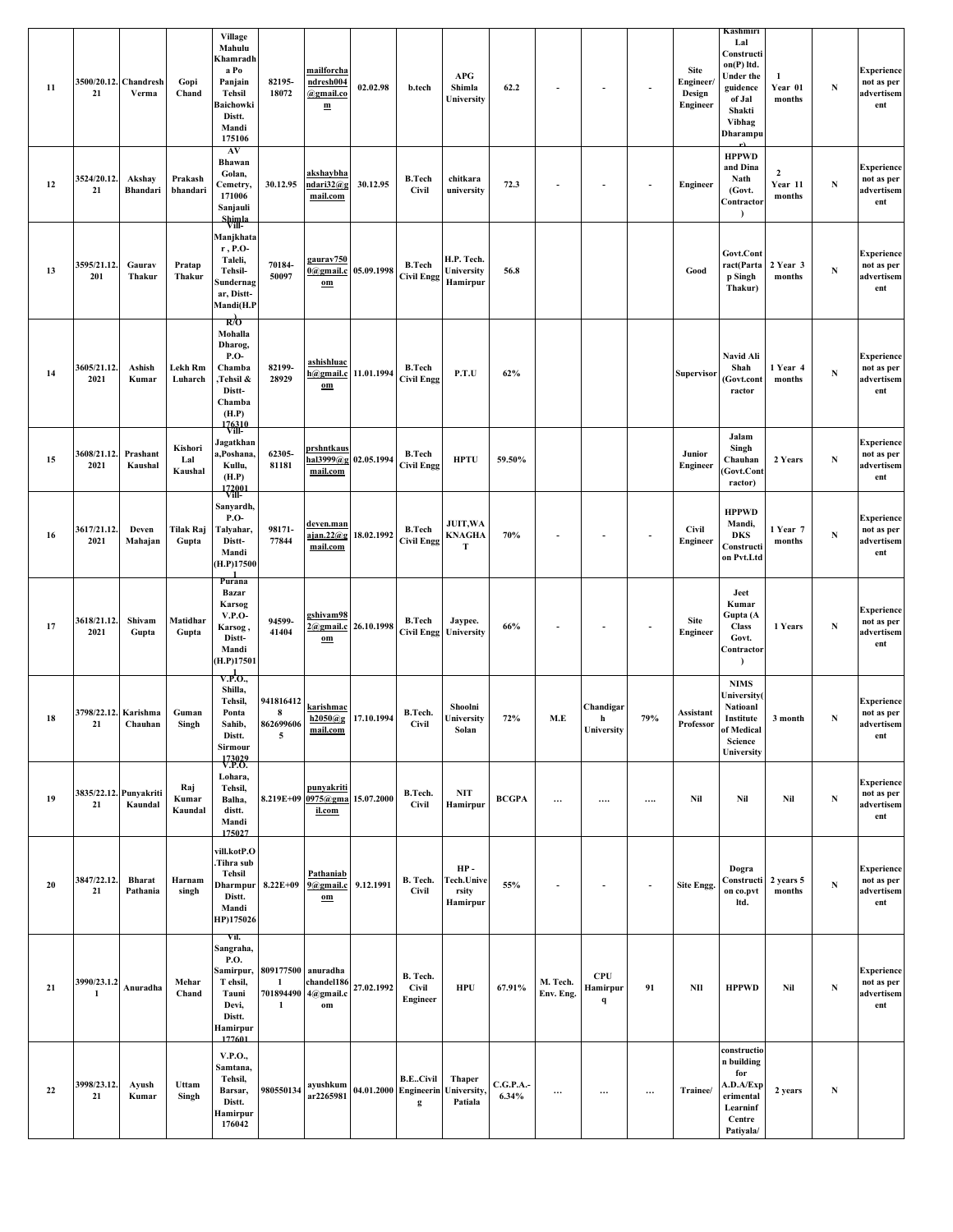| 11 | 3500/20.12.21 | Chandresh Verma | Gopi Chand | Village Mahulu Khamradh a Po Panjain Tehsil Baichowki Distt. Mandi 175106 | 82195-18072 | mailforchandresh004@gmail.com | 02.02.98 | b.tech | APG Shimla University | 62.2 | - | - | - | Site Engineer/ Design Engineer | Kashmiri Lal Construction(P) ltd. Under the guidence of Jal Shakti Vibhag Dharampur) | 1 Year 01 months | N | Experience not as per advertisement |
|---|---|---|---|---|---|---|---|---|---|---|---|---|---|---|---|---|---|---|
| 12 | 3524/20.12.21 | Akshay Bhandari | Prakash bhandari | AV Bhawan Golan, Cemetry, 171006 Sanjauli Shimla | 30.12.95 | akshaybhandari32@gmail.com | 30.12.95 | B.Tech Civil | chitkara university | 72.3 | - | - | - | Engineer | HPPWD and Dina Nath (Govt. Contractor) | 2 Year 11 months | N | Experience not as per advertisement |
| 13 | 3595/21.12.201 | Gaurav Thakur | Pratap Thakur | Vill-Manjkhatar , P.O-Taleli, Tehsil-Sundernagar, Distt-Mandi(H.P) | 70184-50097 | gaurav7500@gmail.com | 05.09.1998 | B.Tech Civil Engg | H.P. Tech. University Hamirpur | 56.8 | | | | Good | Govt.Contract(Partap Singh Thakur) | 2 Year 3 months | N | Experience not as per advertisement |
| 14 | 3605/21.12.2021 | Ashish Kumar | Lekh Rm Luharch | R/O Mohalla Dharog, P.O-Chamba ,Tehsil & Distt-Chamba (H.P) 176310 | 82199-28929 | ashishluach@gmail.com | 11.01.1994 | B.Tech Civil Engg | P.T.U | 62% | | | | Supervisor | Navid Ali Shah (Govt.contractor | 1 Year 4 months | N | Experience not as per advertisement |
| 15 | 3608/21.12.2021 | Prashant Kaushal | Kishori Lal Kaushal | Vill-Jagatkhana,Poshana, Kullu, (H.P) 172001 | 62305-81181 | prshntkaushal3999@gmail.com | 02.05.1994 | B.Tech Civil Engg | HPTU | 59.50% | | | | Junior Engineer | Jalam Singh Chauhan (Govt.Contractor) | 2 Years | N | Experience not as per advertisement |
| 16 | 3617/21.12.2021 | Deven Mahajan | Tilak Raj Gupta | Vill-Sanyardh, P.O-Talyahar, Distt-Mandi (H.P)175001 | 98171-77844 | deven.manajan.22@gmail.com | 18.02.1992 | B.Tech Civil Engg | JUIT,WAKNAGHAT | 70% | - | - | - | Civil Engineer | HPPWD Mandi, DKS Construction Pvt.Ltd | 1 Year 7 months | N | Experience not as per advertisement |
| 17 | 3618/21.12.2021 | Shivam Gupta | Matidhar Gupta | Purana Bazar Karsog V.P.O-Karsog , Distt-Mandi (H.P)175011 | 94599-41404 | gshivam982@gmail.com | 26.10.1998 | B.Tech Civil Engg | Jaypee. University | 66% | - | - | - | Site Engineer | Jeet Kumar Gupta (A Class Govt. Contractor) | 1 Years | N | Experience not as per advertisement |
| 18 | 3798/22.12.21 | Karishma Chauhan | Guman Singh | V.P.O., Shilla, Tehsil, Ponta Sahib, Distt. Sirmour 173029 | 9418164128 8626996065 | karishmach2050@gmail.com | 17.10.1994 | B.Tech. Civil | Shoolni University Solan | 72% | M.E | Chandigarh University | 79% | Assistant Professor | NIMS University( Natioanl Institute of Medical Science University | 3 month | N | Experience not as per advertisement |
| 19 | 3835/22.12.21 | Punyakriti Kaundal | Raj Kumar Kaundal | V.P.O. Lohara, Tehsil, Balha, distt. Mandi 175027 | 8.219E+09 | punyakriti0975@gmail.com | 15.07.2000 | B.Tech. Civil | NIT Hamirpur | BCGPA | … | …. | …. | Nil | Nil | Nil | N | Experience not as per advertisement |
| 20 | 3847/22.12.21 | Bharat Pathania | Harnam singh | vill.kotP.O.Tihra sub Tehsil Dharmpur Distt. Mandi HP)175026 | 8.22E+09 | Pathaniab9@gmail.com | 9.12.1991 | B. Tech. Civil | HP - Tech.University Hamirpur | 55% | - | - | - | Site Engg. | Dogra Construction co.pvt ltd. | 2 years 5 months | N | Experience not as per advertisement |
| 21 | 3990/23.1.21 | Anuradha | Mehar Chand | Vil. Sangraha, P.O. Samirpur, T ehsil, Tauni Devi, Distt. Hamirpur 177601 | 8091775001 7018944901 | anuradhachandel1864@gmail.com | 27.02.1992 | B. Tech. Civil Engineer | HPU | 67.91% | M. Tech. Env. Eng. | CPU Hamirpur q | 91 | NIl | HPPWD | Nil | N | Experience not as per advertisement |
| 22 | 3998/23.12.21 | Ayush Kumar | Uttam Singh | V.P.O., Samtana, Tehsil, Barsar, Distt. Hamirpur 176042 | 980550134 | ayushkumar2265981 | 04.01.2000 | B.E..Civil Engineering | Thaper University, Patiala | C.G.P.A.-6.34% | … | … | … | Trainee/ | construction building for A.D.A/Experimental Learninf Centre Patiyala/ | 2 years | N | |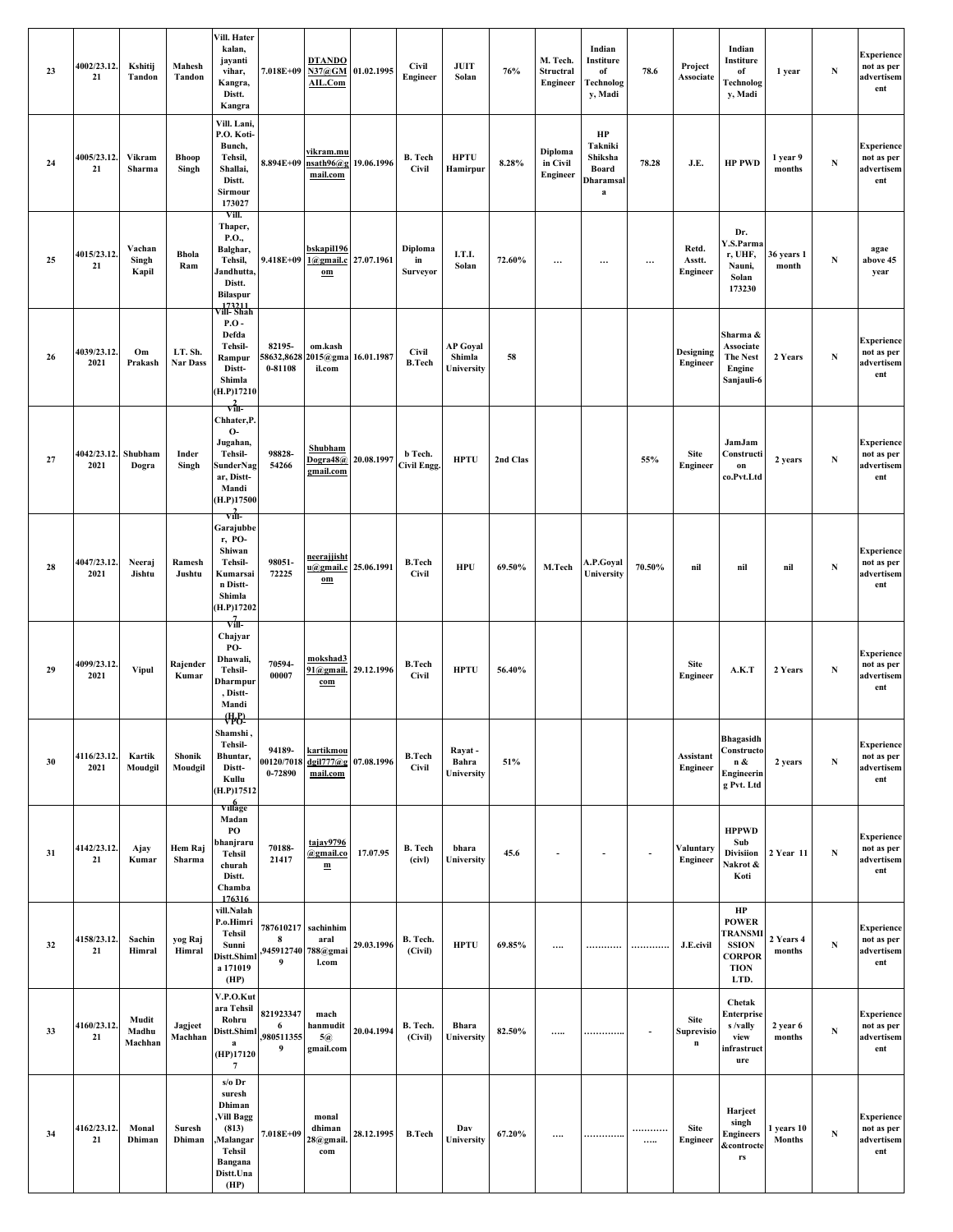| 23 | 4002/23.12.21 | Kshitij Tandon | Mahesh Tandon | Vill. Hater kalan, jayanti vihar, Kangra, Distt. Kangra | 7.018E+09 | DTANDON37@GMAIL.Com | 01.02.1995 | Civil Engineer | JUIT Solan | 76% | M. Tech. Structral Engineer | Indian Institure of Technology, Madi | 78.6 | Project Associate | Indian Institute of Technology, Madi | 1 year | N | Experience not as per advertisement |
|---|---|---|---|---|---|---|---|---|---|---|---|---|---|---|---|---|---|---|
| 24 | 4005/23.12.21 | Vikram Sharma | Bhoop Singh | Vill. Lani, P.O. Koti-Bunch, Tehsil, Shallai, Distt. Sirmour 173027 | 8.894E+09 | vikram.munsath96@gmail.com | 19.06.1996 | B. Tech Civil | HPTU Hamirpur | 8.28% | Diploma in Civil Engineer | HP Takniki Shiksha Board Dharamsala | 78.28 | J.E. | HP PWD | 1 year 9 months | N | Experience not as per advertisement |
| 25 | 4015/23.12.21 | Vachan Singh Kapil | Bhola Ram | Vill. Thaper, P.O., Balghar, Tehsil, Jandhutta, Distt. Bilaspur 173211 | 9.418E+09 | bskapil1961@gmail.com | 27.07.1961 | Diploma in Surveyor | I.T.I. Solan | 72.60% | … | … | … | Retd. Asstt. Engineer | Dr. Y.S.Parmar, UHF, Nauni, Solan 173230 | 36 years 1 month | N | agae above 45 year |
| 26 | 4039/23.12.2021 | Om Prakash | LT. Sh. Nar Dass | Vill- Shah P.O - Defda Tehsil-Rampur Distt-Shimla (H.P)172102 | 82195-58632,86280-81108 | om.kash2015@gmail.com | 16.01.1987 | Civil B.Tech | AP Goyal Shimla University | 58 | | | | Designing Engineer | Sharma & Associate The Nest Engine Sanjauli-6 | 2 Years | N | Experience not as per advertisement |
| 27 | 4042/23.12.2021 | Shubham Dogra | Inder Singh | Vill-Chhater,P.O-Jugahan, Tehsil-SunderNagar, Distt-Mandi (H.P)175002 | 98828-54266 | ShubhamDogra48@gmail.com | 20.08.1997 | b Tech. Civil Engg. | HPTU | 2nd Clas | | | 55% | Site Engineer | JamJam Construction co.Pvt.Ltd | 2 years | N | Experience not as per advertisement |
| 28 | 4047/23.12.2021 | Neeraj Jishtu | Ramesh Jushtu | Vill-Garajubber, PO-Shiwan Tehsil-Kumarsain Distt-Shimla (H.P)172027 | 98051-72225 | neerajjishtu@gmail.com | 25.06.1991 | B.Tech Civil | HPU | 69.50% | M.Tech | A.P.Goyal University | 70.50% | nil | nil | nil | N | Experience not as per advertisement |
| 29 | 4099/23.12.2021 | Vipul | Rajender Kumar | Vill-Chajyar PO-Dhawali, Tehsil-Dharmpur, Distt-Mandi (H.P) | 70594-00007 | mokshad391@gmail.com | 29.12.1996 | B.Tech Civil | HPTU | 56.40% | | | | Site Engineer | A.K.T | 2 Years | N | Experience not as per advertisement |
| 30 | 4116/23.12.2021 | Kartik Moudgil | Shonik Moudgil | VPO-Shamshi, Tehsil-Bhuntar, Distt-Kullu (H.P)175126 | 94189-00120/70180-72890 | kartikmoudgil777@gmail.com | 07.08.1996 | B.Tech Civil | Rayat - Bahra University | 51% | | | | Assistant Engineer | Bhagasidh Constructon & Engineering Pvt. Ltd | 2 years | N | Experience not as per advertisement |
| 31 | 4142/23.12.21 | Ajay Kumar | Hem Raj Sharma | Village Madan PO bhanjraru Tehsil churah Distt. Chamba 176316 | 70188-21417 | tajay9796@gmail.com | 17.07.95 | B. Tech (civl) | bhara University | 45.6 | - | - | - | Valuntary Engineer | HPPWD Sub Divisiion Nakrot & Koti | 2 Year 11 | N | Experience not as per advertisement |
| 32 | 4158/23.12.21 | Sachin Himral | yog Raj Himral | vill.Nalah P.o.Himri Tehsil Sunni Distt.Shimla 171019 (HP) | 7876102178,9459127409 | sachinhimaral788@gmail.com | 29.03.1996 | B. Tech. (Civil) | HPTU | 69.85% | …. | ………… | ………… | J.E.civil | HP POWER TRANSMISSION CORPORTION LTD. | 2 Years 4 months | N | Experience not as per advertisement |
| 33 | 4160/23.12.21 | Mudit Madhu Machhan | Jagjeet Machhan | V.P.O.Kutara Tehsil Rohru Distt.Shimla (HP)171207 | 8219233476,9805113559 | machhanmudit5@gmail.com | 20.04.1994 | B. Tech. (Civil) | Bhara University | 82.50% | ….. | ………….. | - | Site Suprevision | Chetak Enterprises /vally view infrastructure | 2 year 6 months | N | Experience not as per advertisement |
| 34 | 4162/23.12.21 | Monal Dhiman | Suresh Dhiman | s/o Dr suresh Dhiman ,Vill Bagg (813) ,Malangar Tehsil Bangana Distt.Una (HP) | 7.018E+09 | monaldhiman28@gmail.com | 28.12.1995 | B.Tech | Dav University | 67.20% | …. | ………….. | ……….. ….. | Site Engineer | Harjeet singh Engineers &controcters | 1 years 10 Months | N | Experience not as per advertisement |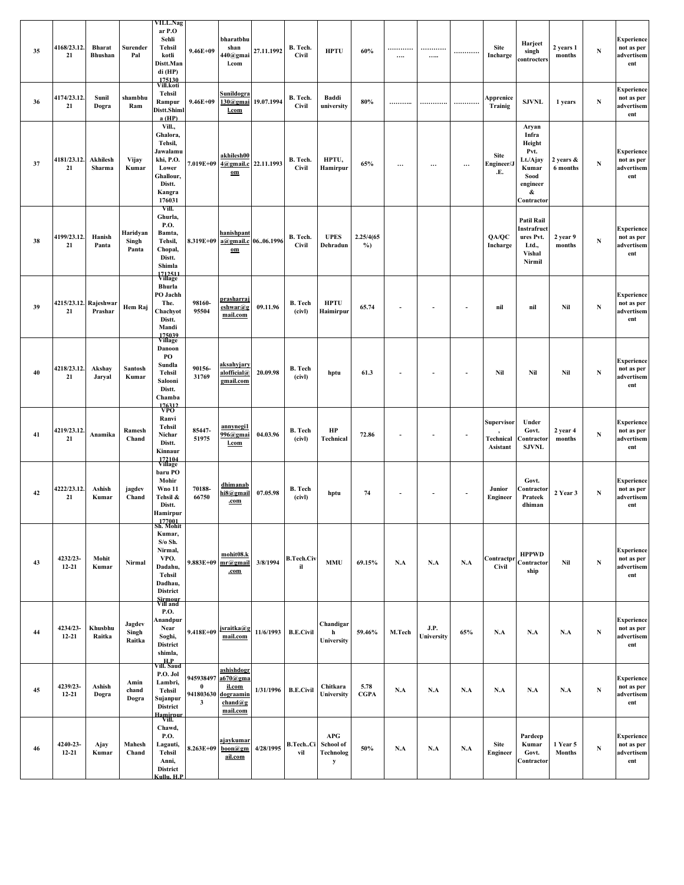| 35 | 4168/23.12.21 | Bharat Bhushan | Surender Pal | VILL.Nagar P.O Sehli Tehsil kotli Distt.Mandi (HP) 175130 | 9.46E+09 | bharatbhushan440@gmail.com | 27.11.1992 | B. Tech. Civil | HPTU | 60% | ……….…. | ……….….. | ……….. | Site Incharge | Harjeet singh controcters | 2 years 1 months | N | Experience not as per advertisement |
|---|---|---|---|---|---|---|---|---|---|---|---|---|---|---|---|---|---|---|
| 36 | 4174/23.12.21 | Sunil Dogra | shambhu Ram | Vill.koti Tehsil Rampur Distt.Shimla (HP) | 9.46E+09 | Sunildogra130@gmail.com | 19.07.1994 | B. Tech. Civil | Baddi university | 80% | ……….. | ………… | ……….. | Apprenice Trainig | SJVNL | 1 years | N | Experience not as per advertisement |
| 37 | 4181/23.12.21 | Akhilesh Sharma | Vijay Kumar | Vill., Ghalora, Tehsil, Jawalamukhi, P.O. Lower Ghallour, Distt. Kangra 176031 | 7.019E+09 | akhilesh004@gmail.com | 22.11.1993 | B. Tech. Civil | HPTU, Hamirpur | 65% | … | … | … | Site Engineer/J.E. | Aryan Infra Height Pvt. Lt./Ajay Kumar Sood engineer & Contractor | 2 years & 6 months | N | Experience not as per advertisement |
| 38 | 4199/23.12.21 | Hanish Panta | Haridyan Singh Panta | Vill. Ghurla, P.O. Bamta, Tehsil, Chopal, Distt. Shimla 171251 | 8.319E+09 | hanishpanta@gmail.com | 06..06.1996 | B. Tech. Civil | UPES Dehradun | 2.25/4(65%) | | | | QA/QC Incharge | Patil Rail Instrafructures Pvt. Ltd., Vishal Nirmil | 2 year 9 months | N | Experience not as per advertisement |
| 39 | 4215/23.12.21 | Rajeshwar Prashar | Hem Raj | Village Bhurla PO Jachh The. Chachyot Distt. Mandi 175039 | 98160-95504 | prasharrajeshwar@gmail.com | 09.11.96 | B. Tech (civl) | HPTU Haimirpur | 65.74 | - | - | - | nil | nil | Nil | N | Experience not as per advertisement |
| 40 | 4218/23.12.21 | Akshay Jaryal | Santosh Kumar | Village Danoon PO Sundla Tehsil Salooni Distt. Chamba 176312 | 90156-31769 | aksahyjaryalofficial@gmail.com | 20.09.98 | B. Tech (civl) | hptu | 61.3 | - | - | - | Nil | Nil | Nil | N | Experience not as per advertisement |
| 41 | 4219/23.12.21 | Anamika | Ramesh Chand | VPO Ranvi Tehsil Nichar Distt. Kinnaur 172104 | 85447-51975 | annynegi1996@gmail.com | 04.03.96 | B. Tech (civl) | HP Technical | 72.86 | - | - | - | Supervisor, Technical Asistant | Under Govt. Contractor SJVNL | 2 year 4 months | N | Experience not as per advertisement |
| 42 | 4222/23.12.21 | Ashish Kumar | jagdev Chand | Village baru PO Mohir Wno 11 Tehsil & Distt. Hamirpur 177001 | 70188-66750 | dhimanabhi8@gmail.com | 07.05.98 | B. Tech (civl) | hptu | 74 | - | - | - | Junior Engineer | Govt. Contractor Prateek dhiman | 2 Year 3 | N | Experience not as per advertisement |
| 43 | 4232/23-12-21 | Mohit Kumar | Nirmal | Sh. Mohit Kumar, S/o Sh. Nirmal, VPO. Dadahu, Tehsil Dadhau, District Sirmour | 9.883E+09 | mohit08.kmr@gmail.com | 3/8/1994 | B.Tech.Civil | MMU | 69.15% | N.A | N.A | N.A | Contractpr Civil | HPPWD Contractorship | Nil | N | Experience not as per advertisement |
| 44 | 4234/23-12-21 | Khusbhu Raitka | Jagdev Singh Raitka | Vill and P.O. Anandpur Near Soghi, District shimla, H.P | 9.418E+09 | jsraitka@gmail.com | 11/6/1993 | B.E.Civil | Chandigarh University | 59.46% | M.Tech | J.P. University | 65% | N.A | N.A | N.A | N | Experience not as per advertisement |
| 45 | 4239/23-12-21 | Ashish Dogra | Amin chand Dogra | Vill. Saud P.O. Jol Lambri, Tehsil Sujanpur District Hamirpur | 9459384970 9418036303 | ashishdogra670@gmail.com dograaminchand@gmail.com | 1/31/1996 | B.E.Civil | Chitkara University | 5.78 CGPA | N.A | N.A | N.A | N.A | N.A | N.A | N | Experience not as per advertisement |
| 46 | 4240-23-12-21 | Ajay Kumar | Mahesh Chand | Vill. Chawd, P.O. Lagauti, Tehsil Anni, District Kullu, H.P | 8.263E+09 | ajaykumarboon@gmail.com | 4/28/1995 | B.Tech..Civil | APG School of Technology | 50% | N.A | N.A | N.A | Site Engineer | Pardeep Kumar Govt. Contractor | 1 Year 5 Months | N | Experience not as per advertisement |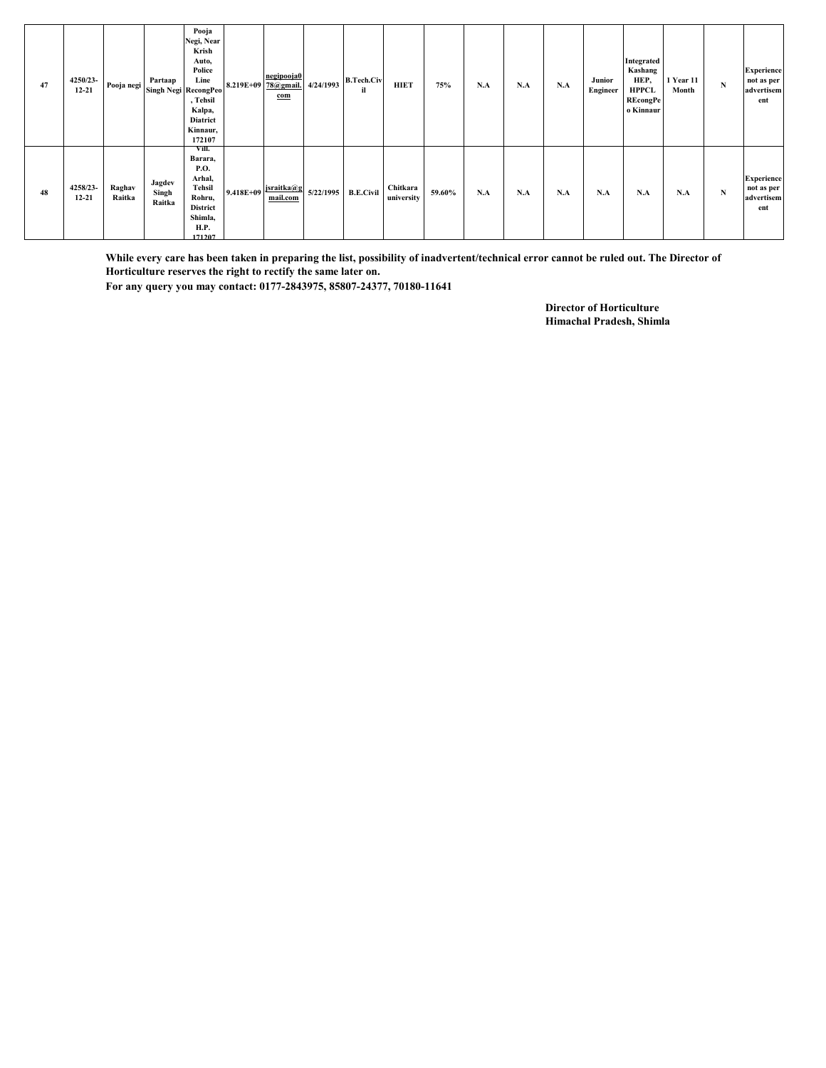| | | | | | | | | | | | | | | | | | | |
|---|---|---|---|---|---|---|---|---|---|---|---|---|---|---|---|---|---|---|
| 47 | 4250/23-12-21 | Pooja negi | Partaap Singh Negi | Pooja Negi, Near Krish Auto, Police Line RecongPeo , Tehsil Kalpa, Diatrict Kinnaur, 172107 | 8.219E+09 | negipooja078@gmail.com | 4/24/1993 | B.Tech.Civil | HIET | 75% | N.A | N.A | N.A | Junior Engineer | Integrated Kashang HEP, HPPCL REcongPeo Kinnaur | 1 Year 11 Month | N | Experience not as per advertisement |
| 48 | 4258/23-12-21 | Raghav Raitka | Jagdev Singh Raitka | Vill. Barara, P.O. Arhal, Tehsil Rohru, District Shimla, H.P. 171207 | 9.418E+09 | jsraitka@gmail.com | 5/22/1995 | B.E.Civil | Chitkara university | 59.60% | N.A | N.A | N.A | N.A | N.A | N.A | N | Experience not as per advertisement |

**While every care has been taken in preparing the list, possibility of inadvertent/technical error cannot be ruled out. The Director of Horticulture reserves the right to rectify the same later on.**

**For any query you may contact: 0177-2843975, 85807-24377, 70180-11641**

**Director of Horticulture**
**Himachal Pradesh, Shimla**